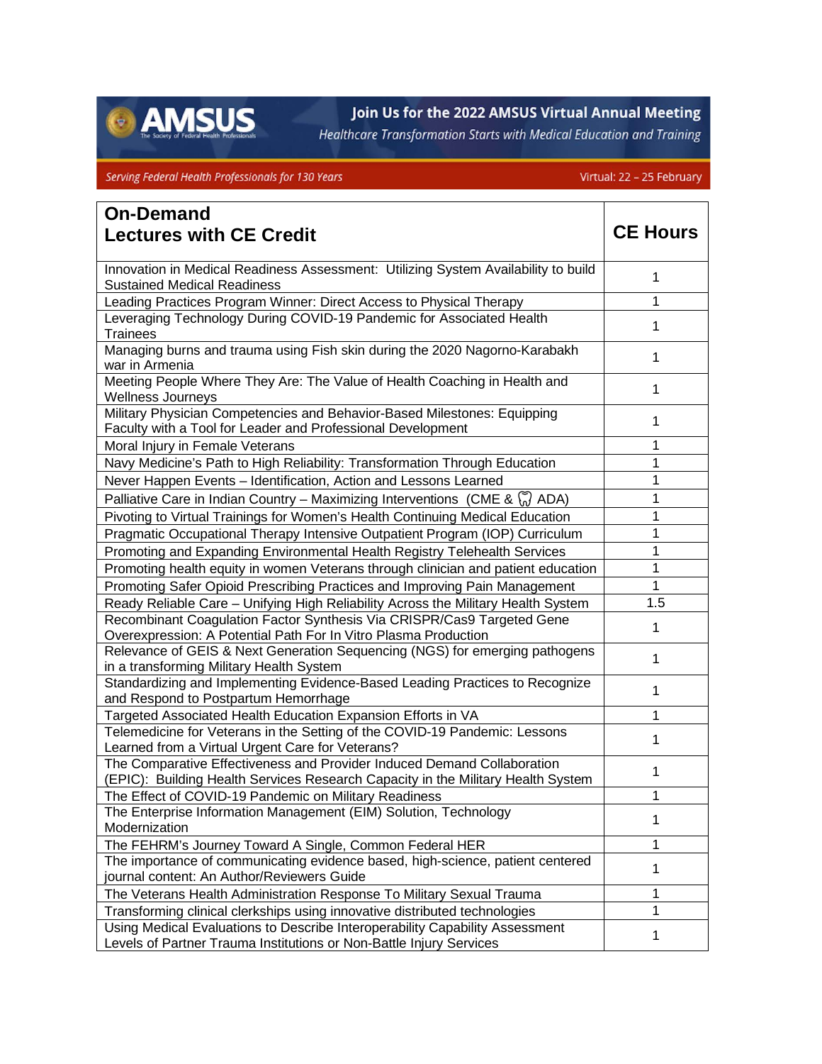AMSUS The Society of Federal Health Professionals

**Join Us for the 2022 AMSUS Virtual Annual Meeting**

*Healthcare Transformation Starts with Medical Education and Training*

*Serving Federal Health Professionals for 130 Years* — Virtual: 22 – 25 February

| On-Demand Lectures with CE Credit | CE Hours |
|---|---|
| Innovation in Medical Readiness Assessment: Utilizing System Availability to build Sustained Medical Readiness | 1 |
| Leading Practices Program Winner: Direct Access to Physical Therapy | 1 |
| Leveraging Technology During COVID-19 Pandemic for Associated Health Trainees | 1 |
| Managing burns and trauma using Fish skin during the 2020 Nagorno-Karabakh war in Armenia | 1 |
| Meeting People Where They Are: The Value of Health Coaching in Health and Wellness Journeys | 1 |
| Military Physician Competencies and Behavior-Based Milestones: Equipping Faculty with a Tool for Leader and Professional Development | 1 |
| Moral Injury in Female Veterans | 1 |
| Navy Medicine's Path to High Reliability: Transformation Through Education | 1 |
| Never Happen Events – Identification, Action and Lessons Learned | 1 |
| Palliative Care in Indian Country – Maximizing Interventions (CME & 🦷 ADA) | 1 |
| Pivoting to Virtual Trainings for Women's Health Continuing Medical Education | 1 |
| Pragmatic Occupational Therapy Intensive Outpatient Program (IOP) Curriculum | 1 |
| Promoting and Expanding Environmental Health Registry Telehealth Services | 1 |
| Promoting health equity in women Veterans through clinician and patient education | 1 |
| Promoting Safer Opioid Prescribing Practices and Improving Pain Management | 1 |
| Ready Reliable Care – Unifying High Reliability Across the Military Health System | 1.5 |
| Recombinant Coagulation Factor Synthesis Via CRISPR/Cas9 Targeted Gene Overexpression: A Potential Path For In Vitro Plasma Production | 1 |
| Relevance of GEIS & Next Generation Sequencing (NGS) for emerging pathogens in a transforming Military Health System | 1 |
| Standardizing and Implementing Evidence-Based Leading Practices to Recognize and Respond to Postpartum Hemorrhage | 1 |
| Targeted Associated Health Education Expansion Efforts in VA | 1 |
| Telemedicine for Veterans in the Setting of the COVID-19 Pandemic: Lessons Learned from a Virtual Urgent Care for Veterans? | 1 |
| The Comparative Effectiveness and Provider Induced Demand Collaboration (EPIC): Building Health Services Research Capacity in the Military Health System | 1 |
| The Effect of COVID-19 Pandemic on Military Readiness | 1 |
| The Enterprise Information Management (EIM) Solution, Technology Modernization | 1 |
| The FEHRM's Journey Toward A Single, Common Federal HER | 1 |
| The importance of communicating evidence based, high-science, patient centered journal content: An Author/Reviewers Guide | 1 |
| The Veterans Health Administration Response To Military Sexual Trauma | 1 |
| Transforming clinical clerkships using innovative distributed technologies | 1 |
| Using Medical Evaluations to Describe Interoperability Capability Assessment Levels of Partner Trauma Institutions or Non-Battle Injury Services | 1 |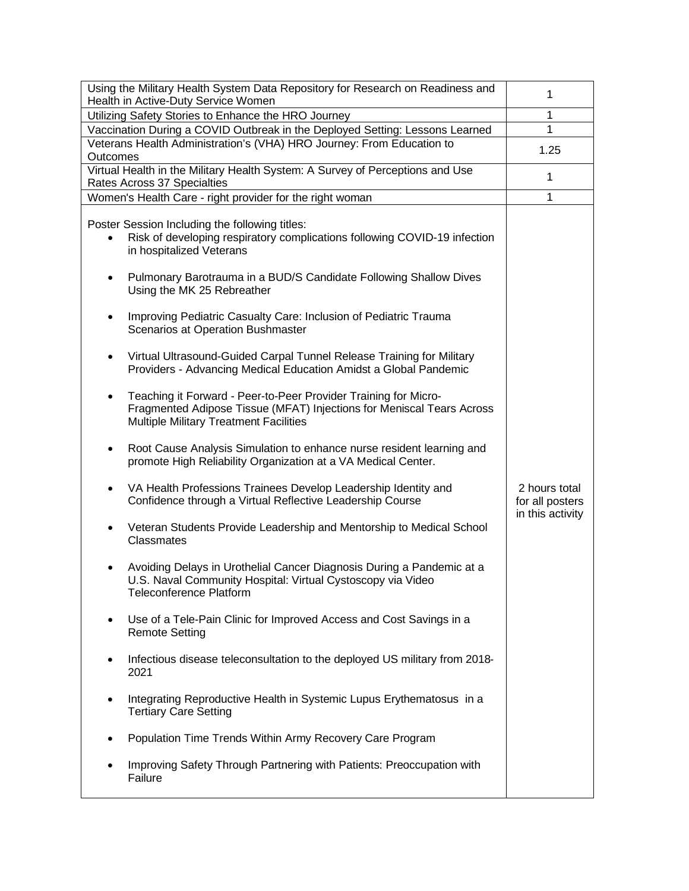| | |
|---|---|
| Using the Military Health System Data Repository for Research on Readiness and Health in Active-Duty Service Women | 1 |
| Utilizing Safety Stories to Enhance the HRO Journey | 1 |
| Vaccination During a COVID Outbreak in the Deployed Setting: Lessons Learned | 1 |
| Veterans Health Administration's (VHA) HRO Journey: From Education to Outcomes | 1.25 |
| Virtual Health in the Military Health System: A Survey of Perceptions and Use Rates Across 37 Specialties | 1 |
| Women's Health Care - right provider for the right woman | 1 |
| Poster Session Including the following titles:<br>• Risk of developing respiratory complications following COVID-19 infection in hospitalized Veterans<br>• Pulmonary Barotrauma in a BUD/S Candidate Following Shallow Dives Using the MK 25 Rebreather<br>• Improving Pediatric Casualty Care: Inclusion of Pediatric Trauma Scenarios at Operation Bushmaster<br>• Virtual Ultrasound-Guided Carpal Tunnel Release Training for Military Providers - Advancing Medical Education Amidst a Global Pandemic<br>• Teaching it Forward - Peer-to-Peer Provider Training for Micro-Fragmented Adipose Tissue (MFAT) Injections for Meniscal Tears Across Multiple Military Treatment Facilities<br>• Root Cause Analysis Simulation to enhance nurse resident learning and promote High Reliability Organization at a VA Medical Center.<br>• VA Health Professions Trainees Develop Leadership Identity and Confidence through a Virtual Reflective Leadership Course<br>• Veteran Students Provide Leadership and Mentorship to Medical School Classmates<br>• Avoiding Delays in Urothelial Cancer Diagnosis During a Pandemic at a U.S. Naval Community Hospital: Virtual Cystoscopy via Video Teleconference Platform<br>• Use of a Tele-Pain Clinic for Improved Access and Cost Savings in a Remote Setting<br>• Infectious disease teleconsultation to the deployed US military from 2018-2021<br>• Integrating Reproductive Health in Systemic Lupus Erythematosus in a Tertiary Care Setting<br>• Population Time Trends Within Army Recovery Care Program<br>• Improving Safety Through Partnering with Patients: Preoccupation with Failure | 2 hours total for all posters in this activity |